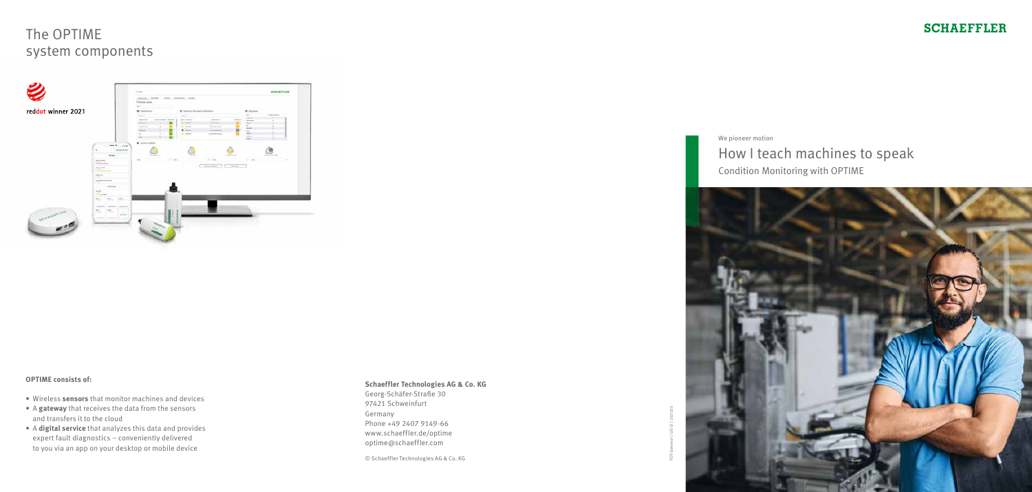# The OPTIME system components

reddot winner 2021

**OPTIME consists of:**

- Wireless **sensors** that monitor machines and devices
- A **gateway** that receives the data from the sensors and transfers it to the cloud
- A **digital service** that analyzes this data and provides expert fault diagnostics – conveniently delivered to you via an app on your desktop or mobile device

**Schaeffler Technologies AG & Co. KG**
Georg-Schäfer-Straße 30
97421 Schweinfurt
Germany
Phone +49 2407 9149-66
www.schaeffler.de/optime
optime@schaeffler.com

© Schaeffler Technologies AG & Co. KG

FLY-General / US-D / 202105

SCHAEFFLER

We pioneer motion

# How I teach machines to speak

## Condition Monitoring with OPTIME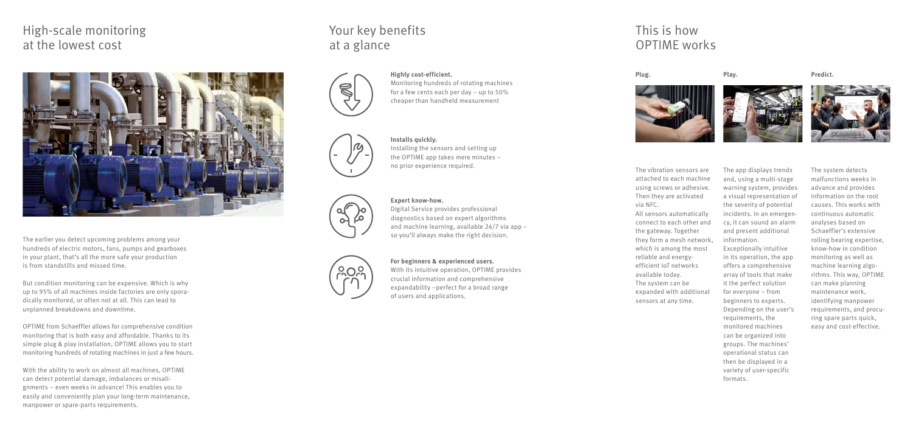## High-scale monitoring at the lowest cost

The earlier you detect upcoming problems among your hundreds of electric motors, fans, pumps and gearboxes in your plant, that's all the more safe your production is from standstills and missed time.

But condition monitoring can be expensive. Which is why up to 95% of all machines inside factories are only sporadically monitored, or often not at all. This can lead to unplanned breakdowns and downtime.

OPTIME from Schaeffler allows for comprehensive condition monitoring that is both easy and affordable. Thanks to its simple plug & play installation, OPTIME allows you to start monitoring hundreds of rotating machines in just a few hours.

With the ability to work on almost all machines, OPTIME can detect potential damage, imbalances or misalignments – even weeks in advance! This enables you to easily and conveniently plan your long-term maintenance, manpower or spare-parts requirements.

## Your key benefits at a glance

**Highly cost-efficient.**
Monitoring hundreds of rotating machines for a few cents each per day – up to 50% cheaper than handheld measurement

**Installs quickly.**
Installing the sensors and setting up the OPTIME app takes mere minutes – no prior experience required.

**Expert know-how.**
Digital Service provides professional diagnostics based on expert algorithms and machine learning, available 24/7 via app – so you'll always make the right decision.

**For beginners & experienced users.**
With its intuitive operation, OPTIME provides crucial information and comprehensive expandability –perfect for a broad range of users and applications.

## This is how OPTIME works

**Plug.**

The vibration sensors are attached to each machine using screws or adhesive. Then they are activated via NFC.
All sensors automatically connect to each other and the gateway. Together they form a mesh network, which is among the most reliable and energy-efficient IoT networks available today.
The system can be expanded with additional sensors at any time.

**Play.**

The app displays trends and, using a multi-stage warning system, provides a visual representation of the severity of potential incidents. In an emergency, it can sound an alarm and present additional information.
Exceptionally intuitive in its operation, the app offers a comprehensive array of tools that make it the perfect solution for everyone – from beginners to experts. Depending on the user's requirements, the monitored machines can be organized into groups. The machines' operational status can then be displayed in a variety of user-specific formats.

**Predict.**

The system detects malfunctions weeks in advance and provides information on the root causes. This works with continuous automatic analyses based on Schaeffler's extensive rolling bearing expertise, know-how in condition monitoring as well as machine learning algorithms. This way, OPTIME can make planning maintenance work, identifying manpower requirements, and procuring spare parts quick, easy and cost-effective.